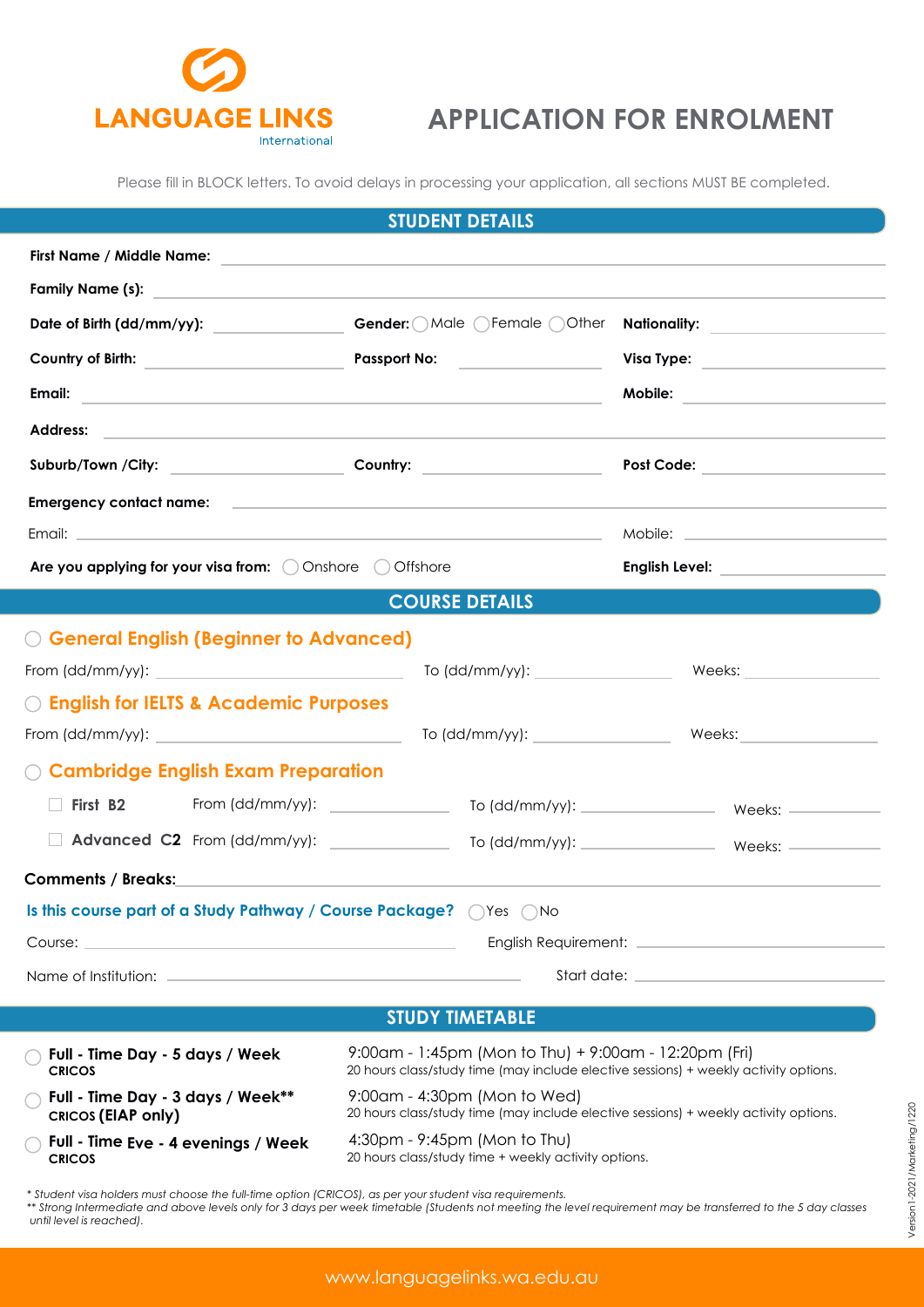LANGUAGE LINKS International

# APPLICATION FOR ENROLMENT

Please fill in BLOCK letters. To avoid delays in processing your application, all sections MUST BE completed.

## STUDENT DETAILS

**First Name / Middle Name:** ______________________

**Family Name (s):** ______________________

**Date of Birth (dd/mm/yy):** __________ **Gender:** ◯ Male ◯ Female ◯ Other **Nationality:** __________

**Country of Birth:** __________ **Passport No:** __________ **Visa Type:** __________

**Email:** ______________________ **Mobile:** __________

**Address:** ______________________

**Suburb/Town /City:** __________ **Country:** __________ **Post Code:** __________

**Emergency contact name:** ______________________

Email: ______________________ Mobile: __________

**Are you applying for your visa from:** ◯ Onshore ◯ Offshore **English Level:** __________

## COURSE DETAILS

### ◯ General English (Beginner to Advanced)

From (dd/mm/yy): __________ To (dd/mm/yy): __________ Weeks: __________

### ◯ English for IELTS & Academic Purposes

From (dd/mm/yy): __________ To (dd/mm/yy): __________ Weeks: __________

### ◯ Cambridge English Exam Preparation

☐ **First B2** From (dd/mm/yy): __________ To (dd/mm/yy): __________ Weeks: __________

☐ **Advanced C2** From (dd/mm/yy): __________ To (dd/mm/yy): __________ Weeks: __________

**Comments / Breaks:** ______________________

**Is this course part of a Study Pathway / Course Package?** ◯ Yes ◯ No

Course: ______________________ English Requirement: __________

Name of Institution: ______________________ Start date: __________

## STUDY TIMETABLE

◯ **Full - Time Day - 5 days / Week**
**CRICOS**
9:00am - 1:45pm (Mon to Thu) + 9:00am - 12:20pm (Fri)
20 hours class/study time (may include elective sessions) + weekly activity options.

◯ **Full - Time Day - 3 days / Week****
**CRICOS (EIAP only)**
9:00am - 4:30pm (Mon to Wed)
20 hours class/study time (may include elective sessions) + weekly activity options.

◯ **Full - Time Eve - 4 evenings / Week**
**CRICOS**
4:30pm - 9:45pm (Mon to Thu)
20 hours class/study time + weekly activity options.

*\* Student visa holders must choose the full-time option (CRICOS), as per your student visa requirements.*
*\*\* Strong Intermediate and above levels only for 3 days per week timetable (Students not meeting the level requirement may be transferred to the 5 day classes until level is reached).*

Version1-2021/Marketing/1220

www.languagelinks.wa.edu.au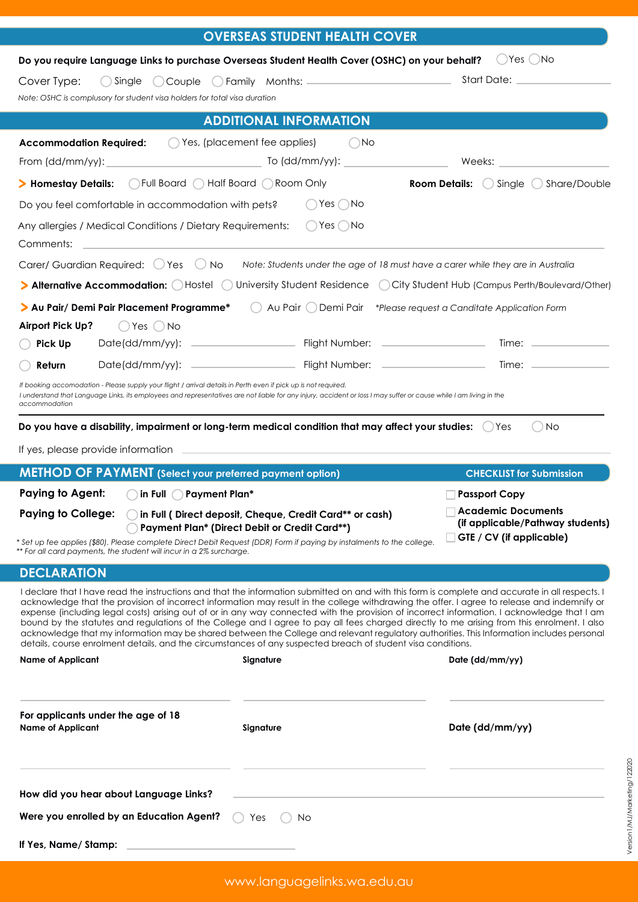## OVERSEAS STUDENT HEALTH COVER

**Do you require Language Links to purchase Overseas Student Health Cover (OSHC) on your behalf?** ◯ Yes ◯ No

Cover Type: ◯ Single ◯ Couple ◯ Family Months: ______________ Start Date: ______________

*Note: OSHC is complusory for student visa holders for total visa duration*

## ADDITIONAL INFORMATION

**Accommodation Required:** ◯ Yes, (placement fee applies) ◯ No

From (dd/mm/yy): ______________ To (dd/mm/yy): ______________ Weeks: ______________

**> Homestay Details:** ◯ Full Board ◯ Half Board ◯ Room Only **Room Details:** ◯ Single ◯ Share/Double

Do you feel comfortable in accommodation with pets? ◯ Yes ◯ No

Any allergies / Medical Conditions / Dietary Requirements: ◯ Yes ◯ No

Comments: ______________

Carer/ Guardian Required: ◯ Yes ◯ No *Note: Students under the age of 18 must have a carer while they are in Australia*

**> Alternative Accommodation:** ◯ Hostel ◯ University Student Residence ◯ City Student Hub (Campus Perth/Boulevard/Other)

**> Au Pair/ Demi Pair Placement Programme*** ◯ Au Pair ◯ Demi Pair *\*Please request a Canditate Application Form*

**Airport Pick Up?** ◯ Yes ◯ No

◯ **Pick Up** Date(dd/mm/yy): ______________ Flight Number: ______________ Time: ______________

◯ **Return** Date(dd/mm/yy): ______________ Flight Number: ______________ Time: ______________

*If booking accomodation - Please supply your flight / arrival details in Perth even if pick up is not required.*
*I understand that Language Links, its employees and representatives are not liable for any injury, accident or loss I may suffer or cause while I am living in the accommodation*

**Do you have a disability, impairment or long-term medical condition that may affect your studies:** ◯ Yes ◯ No

If yes, please provide information ______________

## METHOD OF PAYMENT (Select your preferred payment option)

**Paying to Agent:** ◯ **in Full** ◯ **Payment Plan***

**Paying to College:** ◯ **in Full ( Direct deposit, Cheque, Credit Card** or cash)**
◯ **Payment Plan* (Direct Debit or Credit Card**)**

*\* Set up fee applies ($80). Please complete Direct Debit Request (DDR) Form if paying by instalments to the college.*
*\*\* For all card payments, the student will incur in a 2% surcharge.*

### CHECKLIST for Submission

- ☐ **Passport Copy**
- ☐ **Academic Documents (if applicable/Pathway students)**
- ☐ **GTE / CV (if applicable)**

## DECLARATION

I declare that I have read the instructions and that the information submitted on and with this form is complete and accurate in all respects. I acknowledge that the provision of incorrect information may result in the college withdrawing the offer. I agree to release and indemnify or expense (including legal costs) arising out of or in any way connected with the provision of incorrect information. I acknowledge that I am bound by the statutes and regulations of the College and I agree to pay all fees charged directly to me arising from this enrolment. I also acknowledge that my information may be shared between the College and relevant regulatory authorities. This Information includes personal details, course enrolment details, and the circumstances of any suspected breach of student visa conditions.

| **Name of Applicant** | **Signature** | **Date (dd/mm/yy)** |
|---|---|---|
| | | |

**For applicants under the age of 18**

| **Name of Applicant** | **Signature** | **Date (dd/mm/yy)** |
|---|---|---|
| | | |

**How did you hear about Language Links?** ______________

**Were you enrolled by an Education Agent?** ◯ Yes ◯ No

**If Yes, Name/ Stamp:** ______________

www.languagelinks.wa.edu.au

Version1/MJ/Marketing/122020